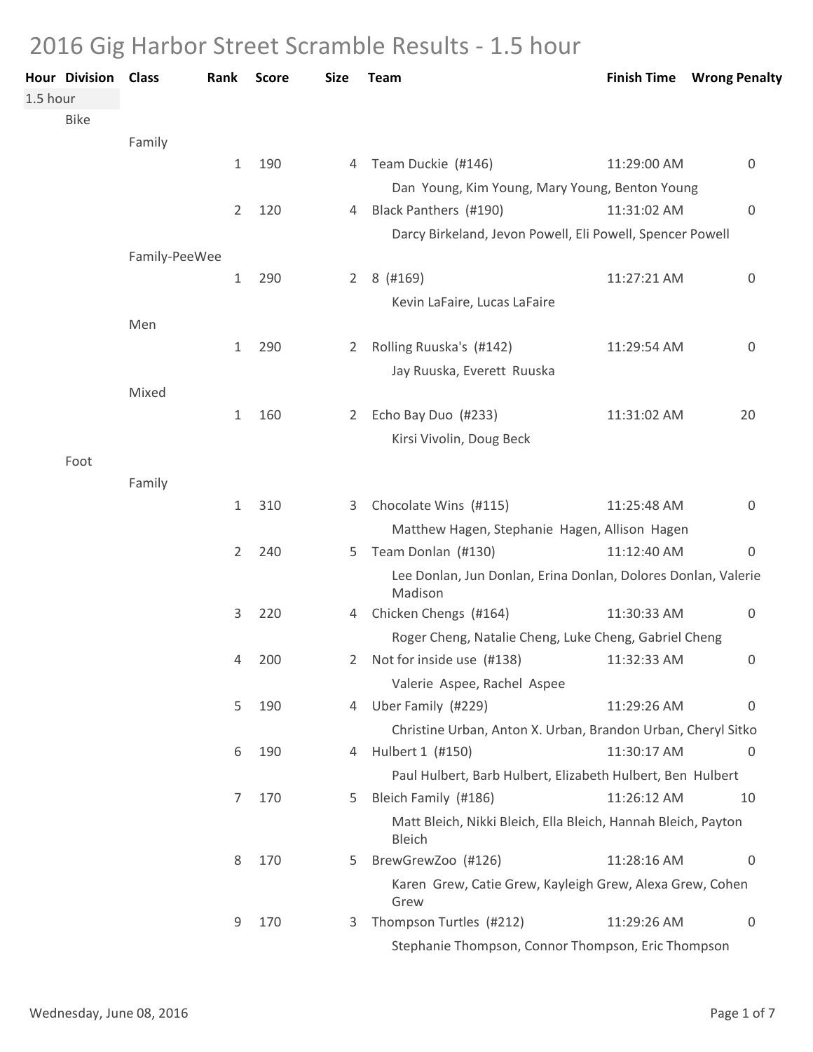# 2016 Gig Harbor Street Scramble Results - 1.5 hour

| Hour | Division | Class | Rank | Score | Size | Team | Finish Time | Wrong Penalty |
|---|---|---|---|---|---|---|---|---|
| 1.5 hour | | | | | | | | |
| | Bike | | | | | | | |
| | | Family | | | | | | |
| | | | 1 | 190 | 4 | Team Duckie (#146) | 11:29:00 AM | 0 |
| | | | | | | Dan Young, Kim Young, Mary Young, Benton Young | | |
| | | | 2 | 120 | 4 | Black Panthers (#190) | 11:31:02 AM | 0 |
| | | | | | | Darcy Birkeland, Jevon Powell, Eli Powell, Spencer Powell | | |
| | | Family-PeeWee | | | | | | |
| | | | 1 | 290 | 2 | 8 (#169) | 11:27:21 AM | 0 |
| | | | | | | Kevin LaFaire, Lucas LaFaire | | |
| | | Men | | | | | | |
| | | | 1 | 290 | 2 | Rolling Ruuska's (#142) | 11:29:54 AM | 0 |
| | | | | | | Jay Ruuska, Everett Ruuska | | |
| | | Mixed | | | | | | |
| | | | 1 | 160 | 2 | Echo Bay Duo (#233) | 11:31:02 AM | 20 |
| | | | | | | Kirsi Vivolin, Doug Beck | | |
| | Foot | | | | | | | |
| | | Family | | | | | | |
| | | | 1 | 310 | 3 | Chocolate Wins (#115) | 11:25:48 AM | 0 |
| | | | | | | Matthew Hagen, Stephanie Hagen, Allison Hagen | | |
| | | | 2 | 240 | 5 | Team Donlan (#130) | 11:12:40 AM | 0 |
| | | | | | | Lee Donlan, Jun Donlan, Erina Donlan, Dolores Donlan, Valerie Madison | | |
| | | | 3 | 220 | 4 | Chicken Chengs (#164) | 11:30:33 AM | 0 |
| | | | | | | Roger Cheng, Natalie Cheng, Luke Cheng, Gabriel Cheng | | |
| | | | 4 | 200 | 2 | Not for inside use (#138) | 11:32:33 AM | 0 |
| | | | | | | Valerie Aspee, Rachel Aspee | | |
| | | | 5 | 190 | 4 | Uber Family (#229) | 11:29:26 AM | 0 |
| | | | | | | Christine Urban, Anton X. Urban, Brandon Urban, Cheryl Sitko | | |
| | | | 6 | 190 | 4 | Hulbert 1 (#150) | 11:30:17 AM | 0 |
| | | | | | | Paul Hulbert, Barb Hulbert, Elizabeth Hulbert, Ben Hulbert | | |
| | | | 7 | 170 | 5 | Bleich Family (#186) | 11:26:12 AM | 10 |
| | | | | | | Matt Bleich, Nikki Bleich, Ella Bleich, Hannah Bleich, Payton Bleich | | |
| | | | 8 | 170 | 5 | BrewGrewZoo (#126) | 11:28:16 AM | 0 |
| | | | | | | Karen Grew, Catie Grew, Kayleigh Grew, Alexa Grew, Cohen Grew | | |
| | | | 9 | 170 | 3 | Thompson Turtles (#212) | 11:29:26 AM | 0 |
| | | | | | | Stephanie Thompson, Connor Thompson, Eric Thompson | | |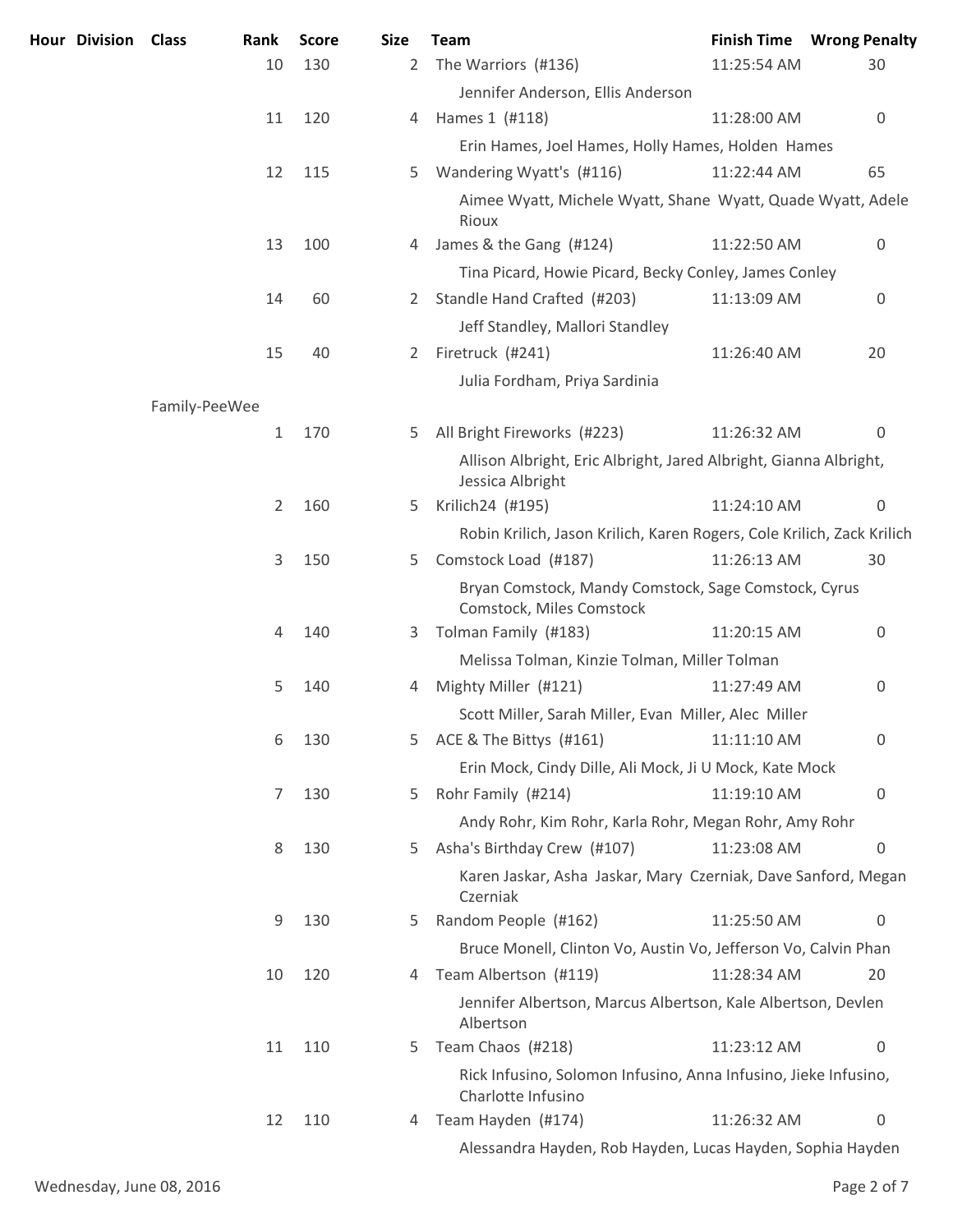| Hour | Division | Class | Rank | Score | Size | Team | Finish Time | Wrong Penalty |
|---|---|---|---|---|---|---|---|---|
| | | | 10 | 130 | 2 | The Warriors (#136) | 11:25:54 AM | 30 |
| | | | | | | Jennifer Anderson, Ellis Anderson | | |
| | | | 11 | 120 | 4 | Hames 1 (#118) | 11:28:00 AM | 0 |
| | | | | | | Erin Hames, Joel Hames, Holly Hames, Holden Hames | | |
| | | | 12 | 115 | 5 | Wandering Wyatt's (#116) | 11:22:44 AM | 65 |
| | | | | | | Aimee Wyatt, Michele Wyatt, Shane Wyatt, Quade Wyatt, Adele Rioux | | |
| | | | 13 | 100 | 4 | James & the Gang (#124) | 11:22:50 AM | 0 |
| | | | | | | Tina Picard, Howie Picard, Becky Conley, James Conley | | |
| | | | 14 | 60 | 2 | Standle Hand Crafted (#203) | 11:13:09 AM | 0 |
| | | | | | | Jeff Standley, Mallori Standley | | |
| | | | 15 | 40 | 2 | Firetruck (#241) | 11:26:40 AM | 20 |
| | | | | | | Julia Fordham, Priya Sardinia | | |
| | | Family-PeeWee | | | | | | |
| | | | 1 | 170 | 5 | All Bright Fireworks (#223) | 11:26:32 AM | 0 |
| | | | | | | Allison Albright, Eric Albright, Jared Albright, Gianna Albright, Jessica Albright | | |
| | | | 2 | 160 | 5 | Krilich24 (#195) | 11:24:10 AM | 0 |
| | | | | | | Robin Krilich, Jason Krilich, Karen Rogers, Cole Krilich, Zack Krilich | | |
| | | | 3 | 150 | 5 | Comstock Load (#187) | 11:26:13 AM | 30 |
| | | | | | | Bryan Comstock, Mandy Comstock, Sage Comstock, Cyrus Comstock, Miles Comstock | | |
| | | | 4 | 140 | 3 | Tolman Family (#183) | 11:20:15 AM | 0 |
| | | | | | | Melissa Tolman, Kinzie Tolman, Miller Tolman | | |
| | | | 5 | 140 | 4 | Mighty Miller (#121) | 11:27:49 AM | 0 |
| | | | | | | Scott Miller, Sarah Miller, Evan Miller, Alec Miller | | |
| | | | 6 | 130 | 5 | ACE & The Bittys (#161) | 11:11:10 AM | 0 |
| | | | | | | Erin Mock, Cindy Dille, Ali Mock, Ji U Mock, Kate Mock | | |
| | | | 7 | 130 | 5 | Rohr Family (#214) | 11:19:10 AM | 0 |
| | | | | | | Andy Rohr, Kim Rohr, Karla Rohr, Megan Rohr, Amy Rohr | | |
| | | | 8 | 130 | 5 | Asha's Birthday Crew (#107) | 11:23:08 AM | 0 |
| | | | | | | Karen Jaskar, Asha Jaskar, Mary Czerniak, Dave Sanford, Megan Czerniak | | |
| | | | 9 | 130 | 5 | Random People (#162) | 11:25:50 AM | 0 |
| | | | | | | Bruce Monell, Clinton Vo, Austin Vo, Jefferson Vo, Calvin Phan | | |
| | | | 10 | 120 | 4 | Team Albertson (#119) | 11:28:34 AM | 20 |
| | | | | | | Jennifer Albertson, Marcus Albertson, Kale Albertson, Devlen Albertson | | |
| | | | 11 | 110 | 5 | Team Chaos (#218) | 11:23:12 AM | 0 |
| | | | | | | Rick Infusino, Solomon Infusino, Anna Infusino, Jieke Infusino, Charlotte Infusino | | |
| | | | 12 | 110 | 4 | Team Hayden (#174) | 11:26:32 AM | 0 |
| | | | | | | Alessandra Hayden, Rob Hayden, Lucas Hayden, Sophia Hayden | | |

Wednesday, June 08, 2016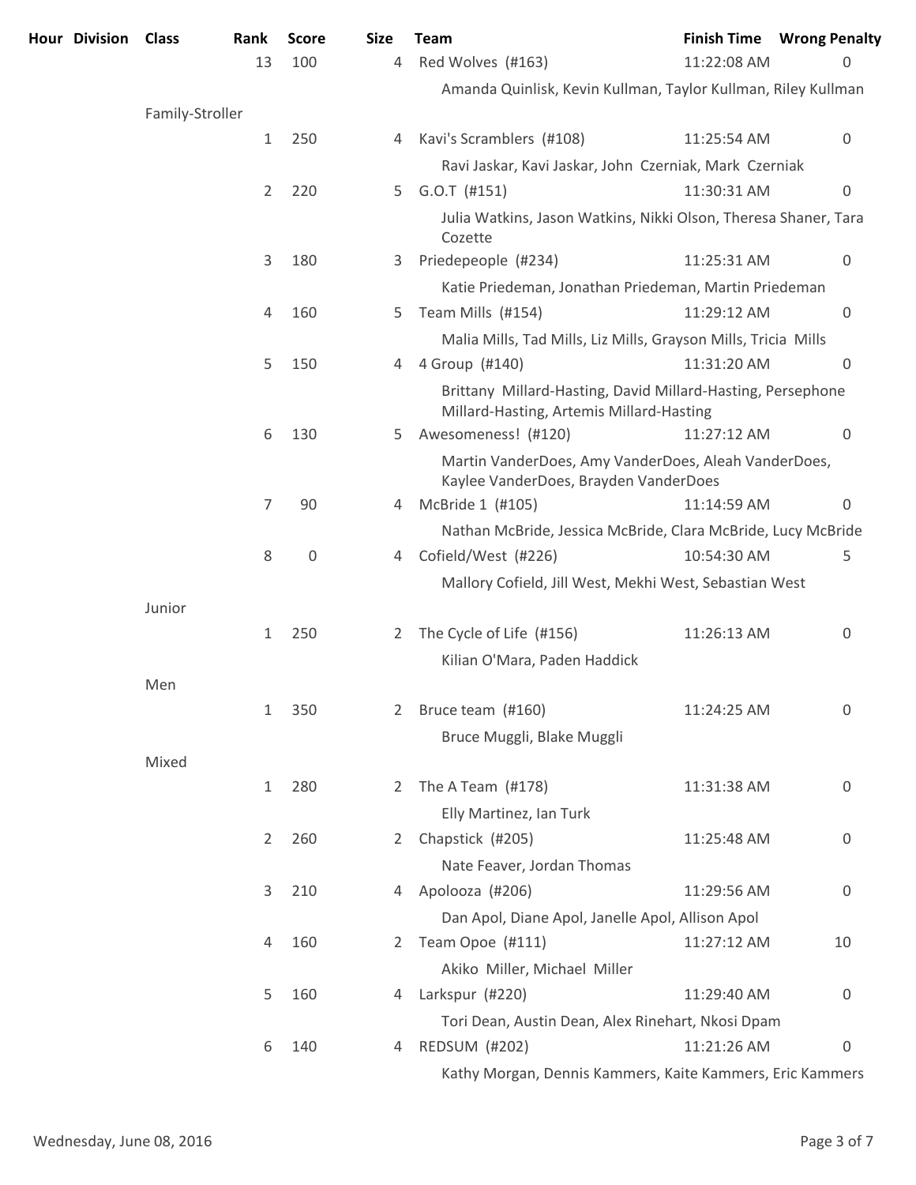| Hour | Division | Class | Rank | Score | Size | Team | Finish Time | Wrong Penalty |
|---|---|---|---|---|---|---|---|---|
| | | | 13 | 100 | 4 | Red Wolves (#163) | 11:22:08 AM | 0 |
| | | | | | | Amanda Quinlisk, Kevin Kullman, Taylor Kullman, Riley Kullman | | |
| | | Family-Stroller | | | | | | |
| | | | 1 | 250 | 4 | Kavi's Scramblers (#108) | 11:25:54 AM | 0 |
| | | | | | | Ravi Jaskar, Kavi Jaskar, John Czerniak, Mark Czerniak | | |
| | | | 2 | 220 | 5 | G.O.T (#151) | 11:30:31 AM | 0 |
| | | | | | | Julia Watkins, Jason Watkins, Nikki Olson, Theresa Shaner, Tara Cozette | | |
| | | | 3 | 180 | 3 | Priedepeople (#234) | 11:25:31 AM | 0 |
| | | | | | | Katie Priedeman, Jonathan Priedeman, Martin Priedeman | | |
| | | | 4 | 160 | 5 | Team Mills (#154) | 11:29:12 AM | 0 |
| | | | | | | Malia Mills, Tad Mills, Liz Mills, Grayson Mills, Tricia Mills | | |
| | | | 5 | 150 | 4 | 4 Group (#140) | 11:31:20 AM | 0 |
| | | | | | | Brittany Millard-Hasting, David Millard-Hasting, Persephone Millard-Hasting, Artemis Millard-Hasting | | |
| | | | 6 | 130 | 5 | Awesomeness! (#120) | 11:27:12 AM | 0 |
| | | | | | | Martin VanderDoes, Amy VanderDoes, Aleah VanderDoes, Kaylee VanderDoes, Brayden VanderDoes | | |
| | | | 7 | 90 | 4 | McBride 1 (#105) | 11:14:59 AM | 0 |
| | | | | | | Nathan McBride, Jessica McBride, Clara McBride, Lucy McBride | | |
| | | | 8 | 0 | 4 | Cofield/West (#226) | 10:54:30 AM | 5 |
| | | | | | | Mallory Cofield, Jill West, Mekhi West, Sebastian West | | |
| | | Junior | | | | | | |
| | | | 1 | 250 | 2 | The Cycle of Life (#156) | 11:26:13 AM | 0 |
| | | | | | | Kilian O'Mara, Paden Haddick | | |
| | | Men | | | | | | |
| | | | 1 | 350 | 2 | Bruce team (#160) | 11:24:25 AM | 0 |
| | | | | | | Bruce Muggli, Blake Muggli | | |
| | | Mixed | | | | | | |
| | | | 1 | 280 | 2 | The A Team (#178) | 11:31:38 AM | 0 |
| | | | | | | Elly Martinez, Ian Turk | | |
| | | | 2 | 260 | 2 | Chapstick (#205) | 11:25:48 AM | 0 |
| | | | | | | Nate Feaver, Jordan Thomas | | |
| | | | 3 | 210 | 4 | Apolooza (#206) | 11:29:56 AM | 0 |
| | | | | | | Dan Apol, Diane Apol, Janelle Apol, Allison Apol | | |
| | | | 4 | 160 | 2 | Team Opoe (#111) | 11:27:12 AM | 10 |
| | | | | | | Akiko Miller, Michael Miller | | |
| | | | 5 | 160 | 4 | Larkspur (#220) | 11:29:40 AM | 0 |
| | | | | | | Tori Dean, Austin Dean, Alex Rinehart, Nkosi Dpam | | |
| | | | 6 | 140 | 4 | REDSUM (#202) | 11:21:26 AM | 0 |
| | | | | | | Kathy Morgan, Dennis Kammers, Kaite Kammers, Eric Kammers | | |

Wednesday, June 08, 2016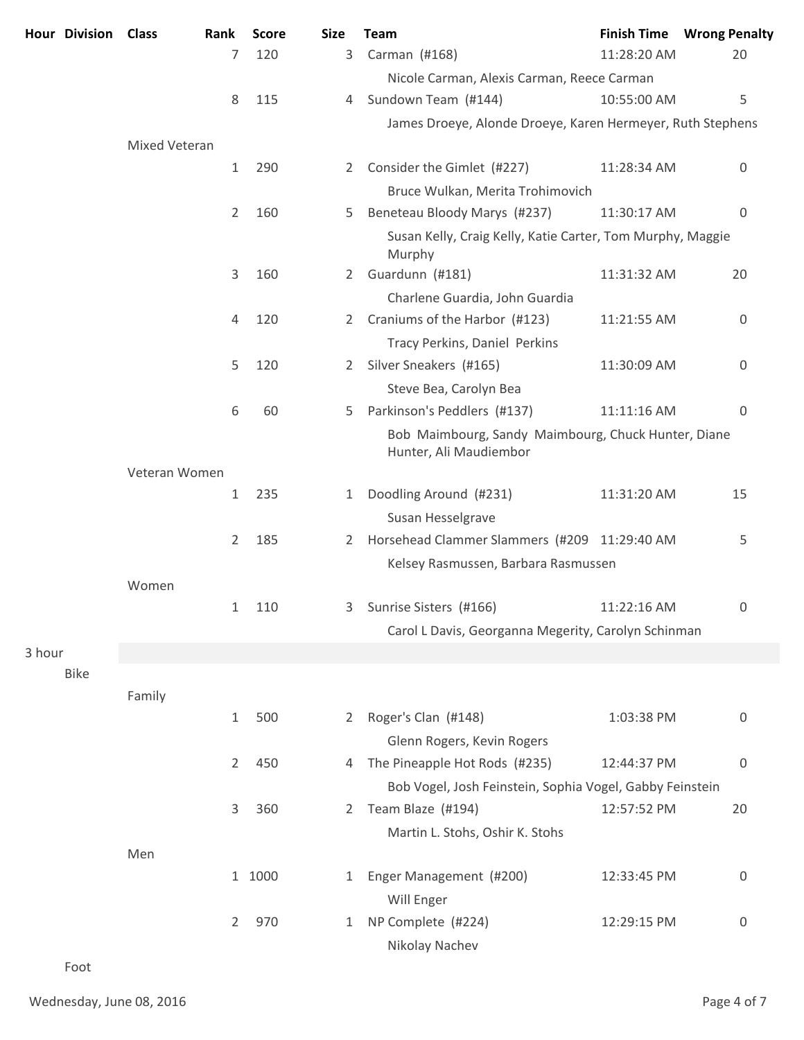| Hour | Division | Class | Rank | Score | Size | Team | Finish Time | Wrong Penalty |
|---|---|---|---|---|---|---|---|---|
| | | | 7 | 120 | 3 | Carman (#168) | 11:28:20 AM | 20 |
| | | | | | | Nicole Carman, Alexis Carman, Reece Carman | | |
| | | | 8 | 115 | 4 | Sundown Team (#144) | 10:55:00 AM | 5 |
| | | | | | | James Droeye, Alonde Droeye, Karen Hermeyer, Ruth Stephens | | |
| | | Mixed Veteran | | | | | | |
| | | | 1 | 290 | 2 | Consider the Gimlet (#227) | 11:28:34 AM | 0 |
| | | | | | | Bruce Wulkan, Merita Trohimovich | | |
| | | | 2 | 160 | 5 | Beneteau Bloody Marys (#237) | 11:30:17 AM | 0 |
| | | | | | | Susan Kelly, Craig Kelly, Katie Carter, Tom Murphy, Maggie Murphy | | |
| | | | 3 | 160 | 2 | Guardunn (#181) | 11:31:32 AM | 20 |
| | | | | | | Charlene Guardia, John Guardia | | |
| | | | 4 | 120 | 2 | Craniums of the Harbor (#123) | 11:21:55 AM | 0 |
| | | | | | | Tracy Perkins, Daniel Perkins | | |
| | | | 5 | 120 | 2 | Silver Sneakers (#165) | 11:30:09 AM | 0 |
| | | | | | | Steve Bea, Carolyn Bea | | |
| | | | 6 | 60 | 5 | Parkinson's Peddlers (#137) | 11:11:16 AM | 0 |
| | | | | | | Bob Maimbourg, Sandy Maimbourg, Chuck Hunter, Diane Hunter, Ali Maudiembor | | |
| | | Veteran Women | | | | | | |
| | | | 1 | 235 | 1 | Doodling Around (#231) | 11:31:20 AM | 15 |
| | | | | | | Susan Hesselgrave | | |
| | | | 2 | 185 | 2 | Horsehead Clammer Slammers (#209 | 11:29:40 AM | 5 |
| | | | | | | Kelsey Rasmussen, Barbara Rasmussen | | |
| | | Women | | | | | | |
| | | | 1 | 110 | 3 | Sunrise Sisters (#166) | 11:22:16 AM | 0 |
| | | | | | | Carol L Davis, Georganna Megerity, Carolyn Schinman | | |
| 3 hour | | | | | | | | |
| | Bike | | | | | | | |
| | | Family | | | | | | |
| | | | 1 | 500 | 2 | Roger's Clan (#148) | 1:03:38 PM | 0 |
| | | | | | | Glenn Rogers, Kevin Rogers | | |
| | | | 2 | 450 | 4 | The Pineapple Hot Rods (#235) | 12:44:37 PM | 0 |
| | | | | | | Bob Vogel, Josh Feinstein, Sophia Vogel, Gabby Feinstein | | |
| | | | 3 | 360 | 2 | Team Blaze (#194) | 12:57:52 PM | 20 |
| | | | | | | Martin L. Stohs, Oshir K. Stohs | | |
| | | Men | | | | | | |
| | | | 1 | 1000 | 1 | Enger Management (#200) | 12:33:45 PM | 0 |
| | | | | | | Will Enger | | |
| | | | 2 | 970 | 1 | NP Complete (#224) | 12:29:15 PM | 0 |
| | | | | | | Nikolay Nachev | | |
| | Foot | | | | | | | |

Wednesday, June 08, 2016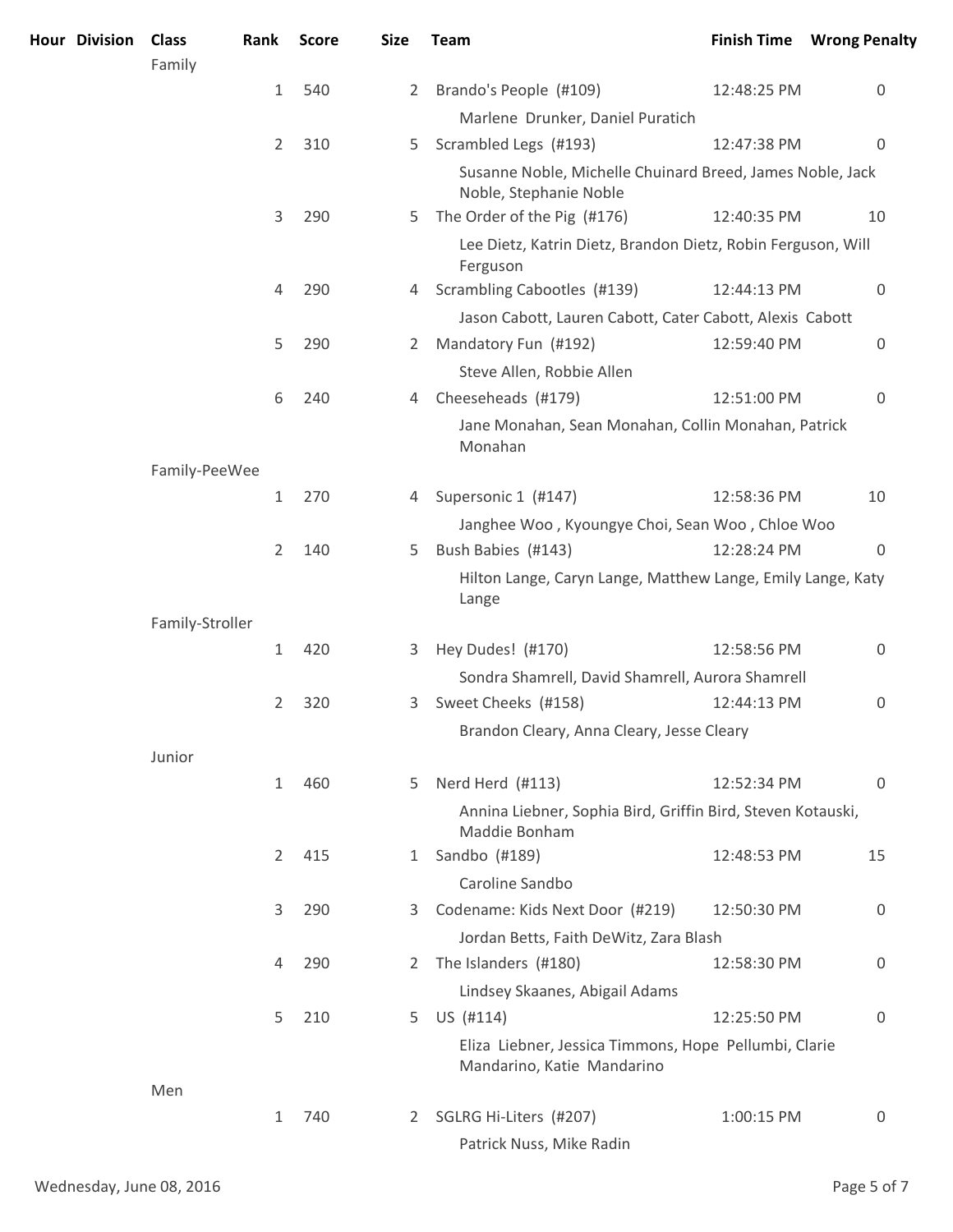| Hour | Division | Class | Rank | Score | Size | Team | Finish Time | Wrong Penalty |
|---|---|---|---|---|---|---|---|---|
| | | Family | | | | | | |
| | | | 1 | 540 | 2 | Brando's People (#109) | 12:48:25 PM | 0 |
| | | | | | | Marlene Drunker, Daniel Puratich | | |
| | | | 2 | 310 | 5 | Scrambled Legs (#193) | 12:47:38 PM | 0 |
| | | | | | | Susanne Noble, Michelle Chuinard Breed, James Noble, Jack Noble, Stephanie Noble | | |
| | | | 3 | 290 | 5 | The Order of the Pig (#176) | 12:40:35 PM | 10 |
| | | | | | | Lee Dietz, Katrin Dietz, Brandon Dietz, Robin Ferguson, Will Ferguson | | |
| | | | 4 | 290 | 4 | Scrambling Cabootles (#139) | 12:44:13 PM | 0 |
| | | | | | | Jason Cabott, Lauren Cabott, Cater Cabott, Alexis Cabott | | |
| | | | 5 | 290 | 2 | Mandatory Fun (#192) | 12:59:40 PM | 0 |
| | | | | | | Steve Allen, Robbie Allen | | |
| | | | 6 | 240 | 4 | Cheeseheads (#179) | 12:51:00 PM | 0 |
| | | | | | | Jane Monahan, Sean Monahan, Collin Monahan, Patrick Monahan | | |
| | | Family-PeeWee | | | | | | |
| | | | 1 | 270 | 4 | Supersonic 1 (#147) | 12:58:36 PM | 10 |
| | | | | | | Janghee Woo , Kyoungye Choi, Sean Woo , Chloe Woo | | |
| | | | 2 | 140 | 5 | Bush Babies (#143) | 12:28:24 PM | 0 |
| | | | | | | Hilton Lange, Caryn Lange, Matthew Lange, Emily Lange, Katy Lange | | |
| | | Family-Stroller | | | | | | |
| | | | 1 | 420 | 3 | Hey Dudes! (#170) | 12:58:56 PM | 0 |
| | | | | | | Sondra Shamrell, David Shamrell, Aurora Shamrell | | |
| | | | 2 | 320 | 3 | Sweet Cheeks (#158) | 12:44:13 PM | 0 |
| | | | | | | Brandon Cleary, Anna Cleary, Jesse Cleary | | |
| | | Junior | | | | | | |
| | | | 1 | 460 | 5 | Nerd Herd (#113) | 12:52:34 PM | 0 |
| | | | | | | Annina Liebner, Sophia Bird, Griffin Bird, Steven Kotauski, Maddie Bonham | | |
| | | | 2 | 415 | 1 | Sandbo (#189) | 12:48:53 PM | 15 |
| | | | | | | Caroline Sandbo | | |
| | | | 3 | 290 | 3 | Codename: Kids Next Door (#219) | 12:50:30 PM | 0 |
| | | | | | | Jordan Betts, Faith DeWitz, Zara Blash | | |
| | | | 4 | 290 | 2 | The Islanders (#180) | 12:58:30 PM | 0 |
| | | | | | | Lindsey Skaanes, Abigail Adams | | |
| | | | 5 | 210 | 5 | US (#114) | 12:25:50 PM | 0 |
| | | | | | | Eliza Liebner, Jessica Timmons, Hope Pellumbi, Clarie Mandarino, Katie Mandarino | | |
| | | Men | | | | | | |
| | | | 1 | 740 | 2 | SGLRG Hi-Liters (#207) | 1:00:15 PM | 0 |
| | | | | | | Patrick Nuss, Mike Radin | | |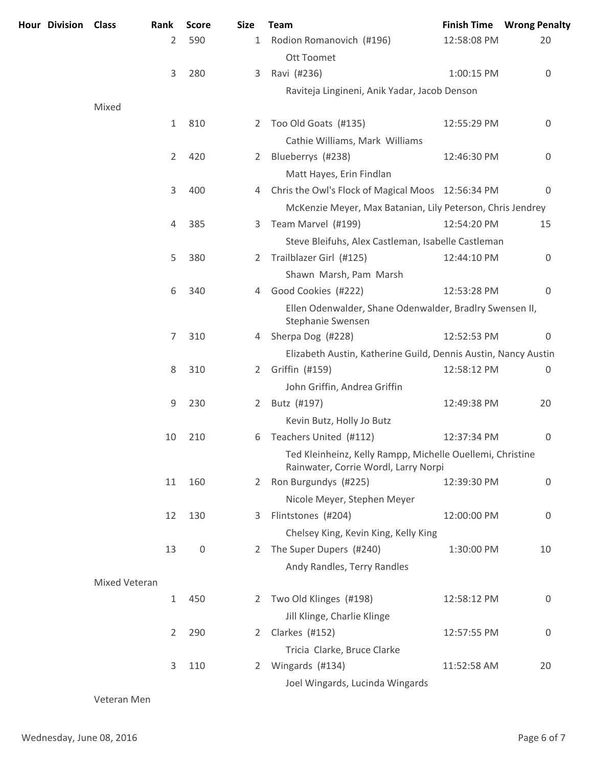| Hour | Division | Class | Rank | Score | Size | Team | Finish Time | Wrong Penalty |
|---|---|---|---|---|---|---|---|---|
| | | | 2 | 590 | 1 | Rodion Romanovich (#196) | 12:58:08 PM | 20 |
| | | | | | | Ott Toomet | | |
| | | | 3 | 280 | 3 | Ravi (#236) | 1:00:15 PM | 0 |
| | | | | | | Raviteja Lingineni, Anik Yadar, Jacob Denson | | |
| | | Mixed | | | | | | |
| | | | 1 | 810 | 2 | Too Old Goats (#135) | 12:55:29 PM | 0 |
| | | | | | | Cathie Williams, Mark Williams | | |
| | | | 2 | 420 | 2 | Blueberrys (#238) | 12:46:30 PM | 0 |
| | | | | | | Matt Hayes, Erin Findlan | | |
| | | | 3 | 400 | 4 | Chris the Owl's Flock of Magical Moos | 12:56:34 PM | 0 |
| | | | | | | McKenzie Meyer, Max Batanian, Lily Peterson, Chris Jendrey | | |
| | | | 4 | 385 | 3 | Team Marvel (#199) | 12:54:20 PM | 15 |
| | | | | | | Steve Bleifuhs, Alex Castleman, Isabelle Castleman | | |
| | | | 5 | 380 | 2 | Trailblazer Girl (#125) | 12:44:10 PM | 0 |
| | | | | | | Shawn Marsh, Pam Marsh | | |
| | | | 6 | 340 | 4 | Good Cookies (#222) | 12:53:28 PM | 0 |
| | | | | | | Ellen Odenwalder, Shane Odenwalder, Bradlry Swensen II, Stephanie Swensen | | |
| | | | 7 | 310 | 4 | Sherpa Dog (#228) | 12:52:53 PM | 0 |
| | | | | | | Elizabeth Austin, Katherine Guild, Dennis Austin, Nancy Austin | | |
| | | | 8 | 310 | 2 | Griffin (#159) | 12:58:12 PM | 0 |
| | | | | | | John Griffin, Andrea Griffin | | |
| | | | 9 | 230 | 2 | Butz (#197) | 12:49:38 PM | 20 |
| | | | | | | Kevin Butz, Holly Jo Butz | | |
| | | | 10 | 210 | 6 | Teachers United (#112) | 12:37:34 PM | 0 |
| | | | | | | Ted Kleinheinz, Kelly Rampp, Michelle Ouellemi, Christine Rainwater, Corrie Wordl, Larry Norpi | | |
| | | | 11 | 160 | 2 | Ron Burgundys (#225) | 12:39:30 PM | 0 |
| | | | | | | Nicole Meyer, Stephen Meyer | | |
| | | | 12 | 130 | 3 | Flintstones (#204) | 12:00:00 PM | 0 |
| | | | | | | Chelsey King, Kevin King, Kelly King | | |
| | | | 13 | 0 | 2 | The Super Dupers (#240) | 1:30:00 PM | 10 |
| | | | | | | Andy Randles, Terry Randles | | |
| | | Mixed Veteran | | | | | | |
| | | | 1 | 450 | 2 | Two Old Klinges (#198) | 12:58:12 PM | 0 |
| | | | | | | Jill Klinge, Charlie Klinge | | |
| | | | 2 | 290 | 2 | Clarkes (#152) | 12:57:55 PM | 0 |
| | | | | | | Tricia Clarke, Bruce Clarke | | |
| | | | 3 | 110 | 2 | Wingards (#134) | 11:52:58 AM | 20 |
| | | | | | | Joel Wingards, Lucinda Wingards | | |
| | | Veteran Men | | | | | | |

Wednesday, June 08, 2016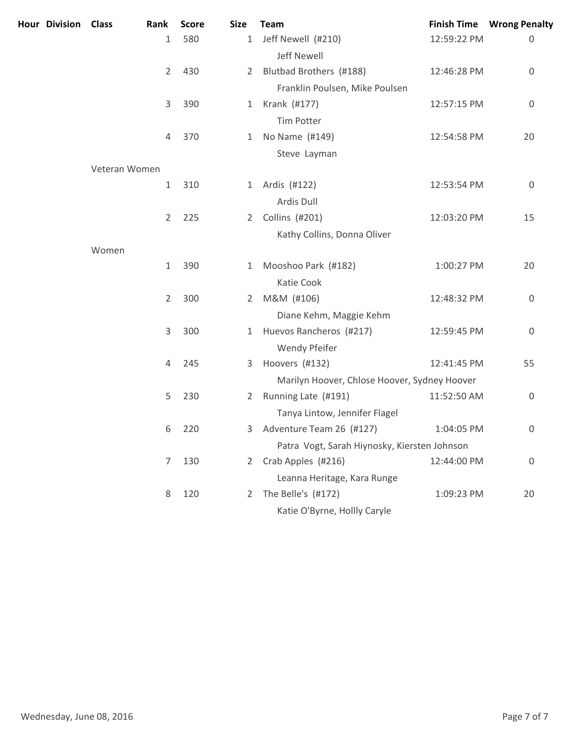| Hour | Division | Class | Rank | Score | Size | Team | Finish Time | Wrong Penalty |
|---|---|---|---|---|---|---|---|---|
| | | | 1 | 580 | 1 | Jeff Newell (#210) | 12:59:22 PM | 0 |
| | | | | | | Jeff Newell | | |
| | | | 2 | 430 | 2 | Blutbad Brothers (#188) | 12:46:28 PM | 0 |
| | | | | | | Franklin Poulsen, Mike Poulsen | | |
| | | | 3 | 390 | 1 | Krank (#177) | 12:57:15 PM | 0 |
| | | | | | | Tim Potter | | |
| | | | 4 | 370 | 1 | No Name (#149) | 12:54:58 PM | 20 |
| | | | | | | Steve Layman | | |
| | | Veteran Women | | | | | | |
| | | | 1 | 310 | 1 | Ardis (#122) | 12:53:54 PM | 0 |
| | | | | | | Ardis Dull | | |
| | | | 2 | 225 | 2 | Collins (#201) | 12:03:20 PM | 15 |
| | | | | | | Kathy Collins, Donna Oliver | | |
| | | Women | | | | | | |
| | | | 1 | 390 | 1 | Mooshoo Park (#182) | 1:00:27 PM | 20 |
| | | | | | | Katie Cook | | |
| | | | 2 | 300 | 2 | M&M (#106) | 12:48:32 PM | 0 |
| | | | | | | Diane Kehm, Maggie Kehm | | |
| | | | 3 | 300 | 1 | Huevos Rancheros (#217) | 12:59:45 PM | 0 |
| | | | | | | Wendy Pfeifer | | |
| | | | 4 | 245 | 3 | Hoovers (#132) | 12:41:45 PM | 55 |
| | | | | | | Marilyn Hoover, Chlose Hoover, Sydney Hoover | | |
| | | | 5 | 230 | 2 | Running Late (#191) | 11:52:50 AM | 0 |
| | | | | | | Tanya Lintow, Jennifer Flagel | | |
| | | | 6 | 220 | 3 | Adventure Team 26 (#127) | 1:04:05 PM | 0 |
| | | | | | | Patra Vogt, Sarah Hiynosky, Kiersten Johnson | | |
| | | | 7 | 130 | 2 | Crab Apples (#216) | 12:44:00 PM | 0 |
| | | | | | | Leanna Heritage, Kara Runge | | |
| | | | 8 | 120 | 2 | The Belle's (#172) | 1:09:23 PM | 20 |
| | | | | | | Katie O'Byrne, Hollly Caryle | | |

Wednesday, June 08, 2016